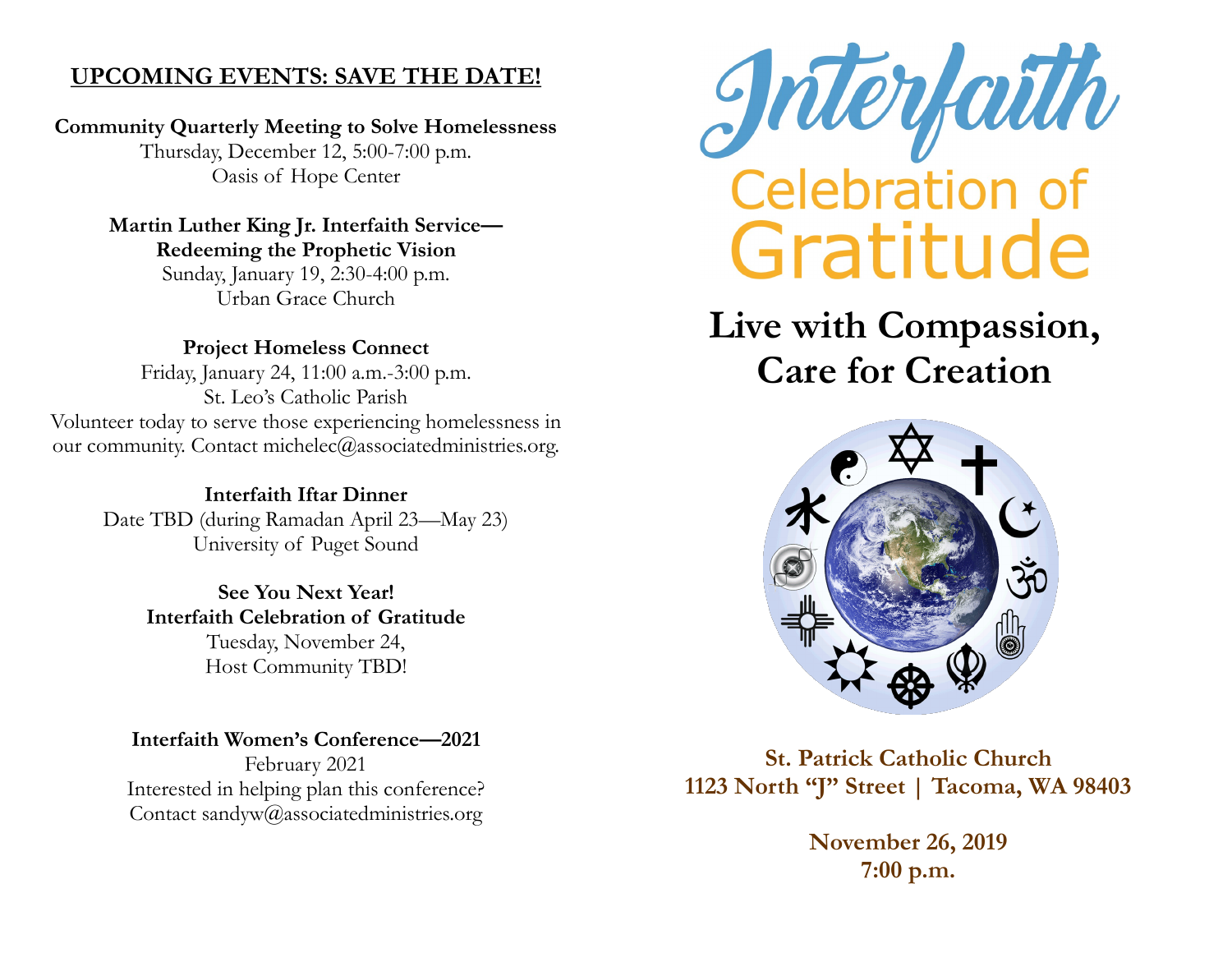## UPCOMING EVENTS: SAVE THE DATE!

**Community Quarterly Meeting to Solve Homelessness**
Thursday, December 12, 5:00-7:00 p.m.
Oasis of Hope Center

**Martin Luther King Jr. Interfaith Service—**
**Redeeming the Prophetic Vision**
Sunday, January 19, 2:30-4:00 p.m.
Urban Grace Church

**Project Homeless Connect**
Friday, January 24, 11:00 a.m.-3:00 p.m.
St. Leo's Catholic Parish
Volunteer today to serve those experiencing homelessness in our community. Contact michelec@associatedministries.org.

**Interfaith Iftar Dinner**
Date TBD (during Ramadan April 23—May 23)
University of Puget Sound

**See You Next Year!**
**Interfaith Celebration of Gratitude**
Tuesday, November 24,
Host Community TBD!

**Interfaith Women's Conference—2021**
February 2021
Interested in helping plan this conference?
Contact sandyw@associatedministries.org

# Interfaith Celebration of Gratitude

## Live with Compassion, Care for Creation

**St. Patrick Catholic Church**
**1123 North "J" Street | Tacoma, WA 98403**

**November 26, 2019**
**7:00 p.m.**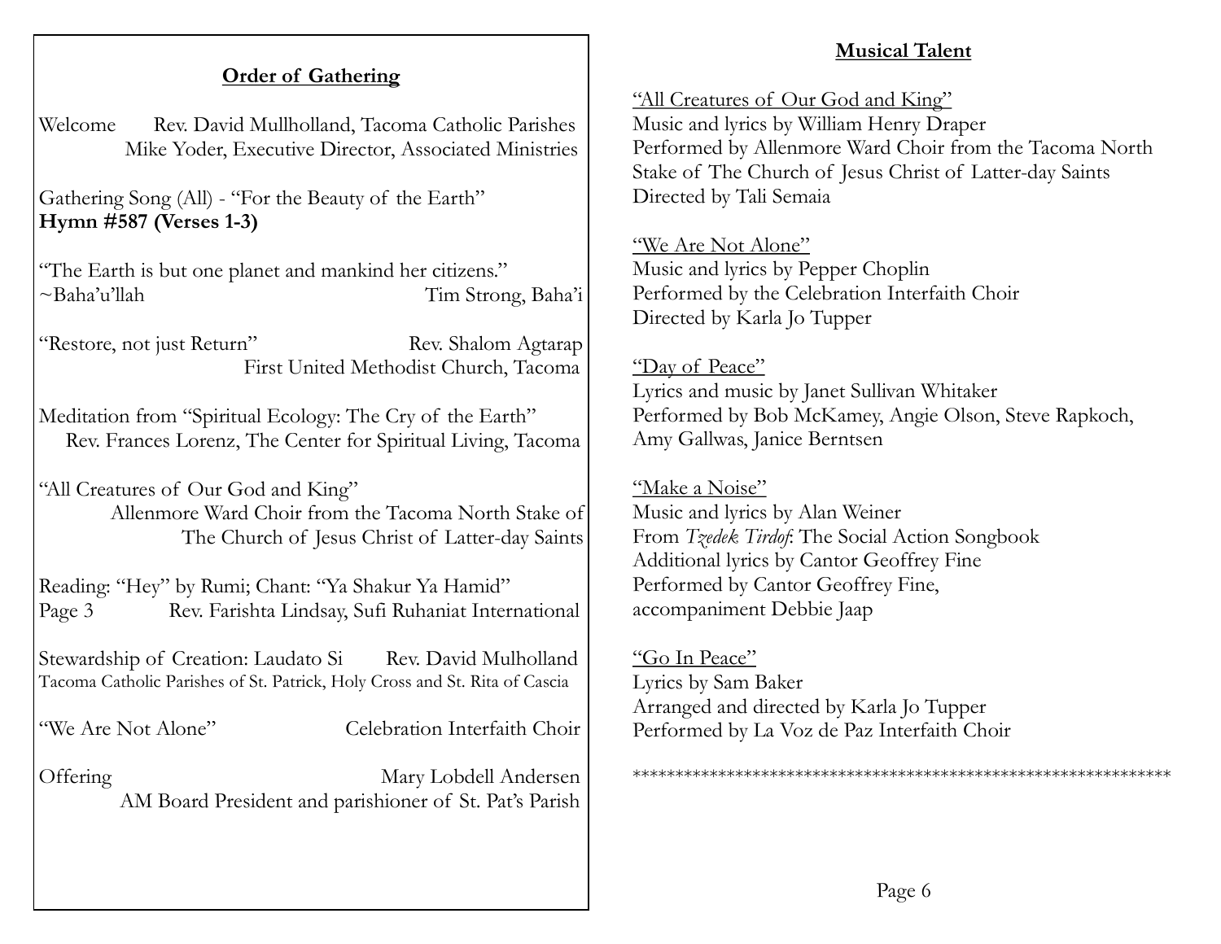## Order of Gathering

Welcome Rev. David Mullholland, Tacoma Catholic Parishes
Mike Yoder, Executive Director, Associated Ministries

Gathering Song (All) - "For the Beauty of the Earth"
**Hymn #587 (Verses 1-3)**

"The Earth is but one planet and mankind her citizens."
~Baha'u'llah Tim Strong, Baha'i

"Restore, not just Return" Rev. Shalom Agtarap
First United Methodist Church, Tacoma

Meditation from "Spiritual Ecology: The Cry of the Earth"
Rev. Frances Lorenz, The Center for Spiritual Living, Tacoma

"All Creatures of Our God and King"
Allenmore Ward Choir from the Tacoma North Stake of The Church of Jesus Christ of Latter-day Saints

Reading: "Hey" by Rumi; Chant: "Ya Shakur Ya Hamid"
Page 3 Rev. Farishta Lindsay, Sufi Ruhaniat International

Stewardship of Creation: Laudato Si Rev. David Mulholland
Tacoma Catholic Parishes of St. Patrick, Holy Cross and St. Rita of Cascia

"We Are Not Alone" Celebration Interfaith Choir

Offering Mary Lobdell Andersen
AM Board President and parishioner of St. Pat's Parish

## Musical Talent

"All Creatures of Our God and King"
Music and lyrics by William Henry Draper
Performed by Allenmore Ward Choir from the Tacoma North Stake of The Church of Jesus Christ of Latter-day Saints
Directed by Tali Semaia

"We Are Not Alone"
Music and lyrics by Pepper Choplin
Performed by the Celebration Interfaith Choir
Directed by Karla Jo Tupper

"Day of Peace"
Lyrics and music by Janet Sullivan Whitaker
Performed by Bob McKamey, Angie Olson, Steve Rapkoch, Amy Gallwas, Janice Berntsen

"Make a Noise"
Music and lyrics by Alan Weiner
From *Tzedek Tirdof*: The Social Action Songbook
Additional lyrics by Cantor Geoffrey Fine
Performed by Cantor Geoffrey Fine,
accompaniment Debbie Jaap

"Go In Peace"
Lyrics by Sam Baker
Arranged and directed by Karla Jo Tupper
Performed by La Voz de Paz Interfaith Choir

*************************************************************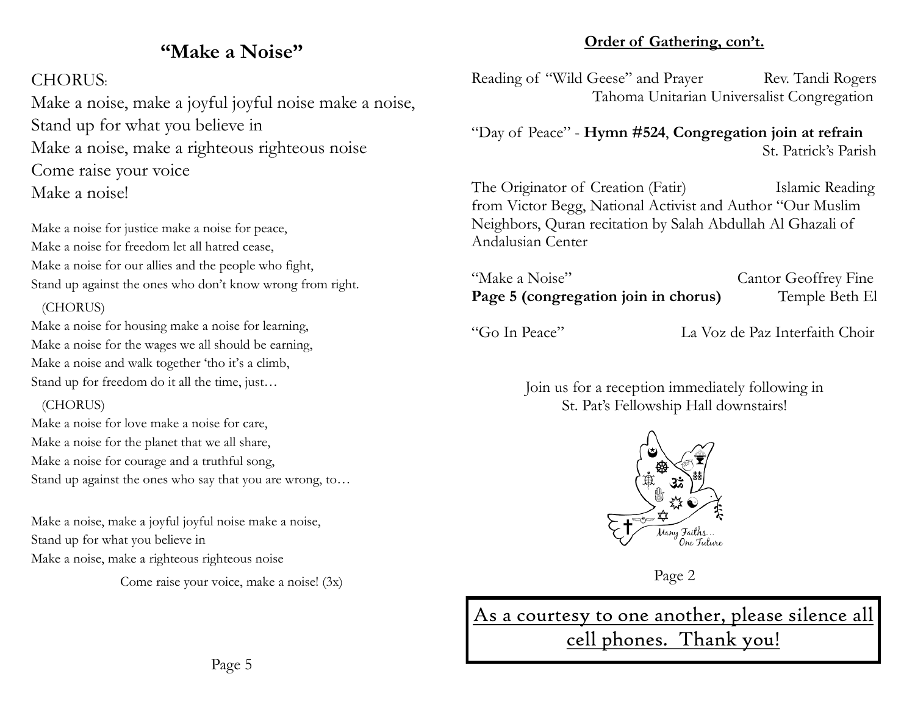## "Make a Noise"

CHORUS:

Make a noise, make a joyful joyful noise make a noise,
Stand up for what you believe in
Make a noise, make a righteous righteous noise
Come raise your voice
Make a noise!

Make a noise for justice make a noise for peace,
Make a noise for freedom let all hatred cease,
Make a noise for our allies and the people who fight,
Stand up against the ones who don't know wrong from right.

(CHORUS)

Make a noise for housing make a noise for learning,
Make a noise for the wages we all should be earning,
Make a noise and walk together 'tho it's a climb,
Stand up for freedom do it all the time, just…

(CHORUS)

Make a noise for love make a noise for care,
Make a noise for the planet that we all share,
Make a noise for courage and a truthful song,
Stand up against the ones who say that you are wrong, to…

Make a noise, make a joyful joyful noise make a noise,
Stand up for what you believe in
Make a noise, make a righteous righteous noise

Come raise your voice, make a noise! (3x)

**Order of Gathering, con't.**

Reading of "Wild Geese" and Prayer — Rev. Tandi Rogers
Tahoma Unitarian Universalist Congregation

"Day of Peace" - **Hymn #524**, **Congregation join at refrain** — St. Patrick's Parish

The Originator of Creation (Fatir) — Islamic Reading
from Victor Begg, National Activist and Author "Our Muslim Neighbors, Quran recitation by Salah Abdullah Al Ghazali of Andalusian Center

"Make a Noise" — Cantor Geoffrey Fine
**Page 5 (congregation join in chorus)** — Temple Beth El

"Go In Peace" — La Voz de Paz Interfaith Choir

Join us for a reception immediately following in
St. Pat's Fellowship Hall downstairs!

Many Faiths… One Future

As a courtesy to one another, please silence all cell phones. Thank you!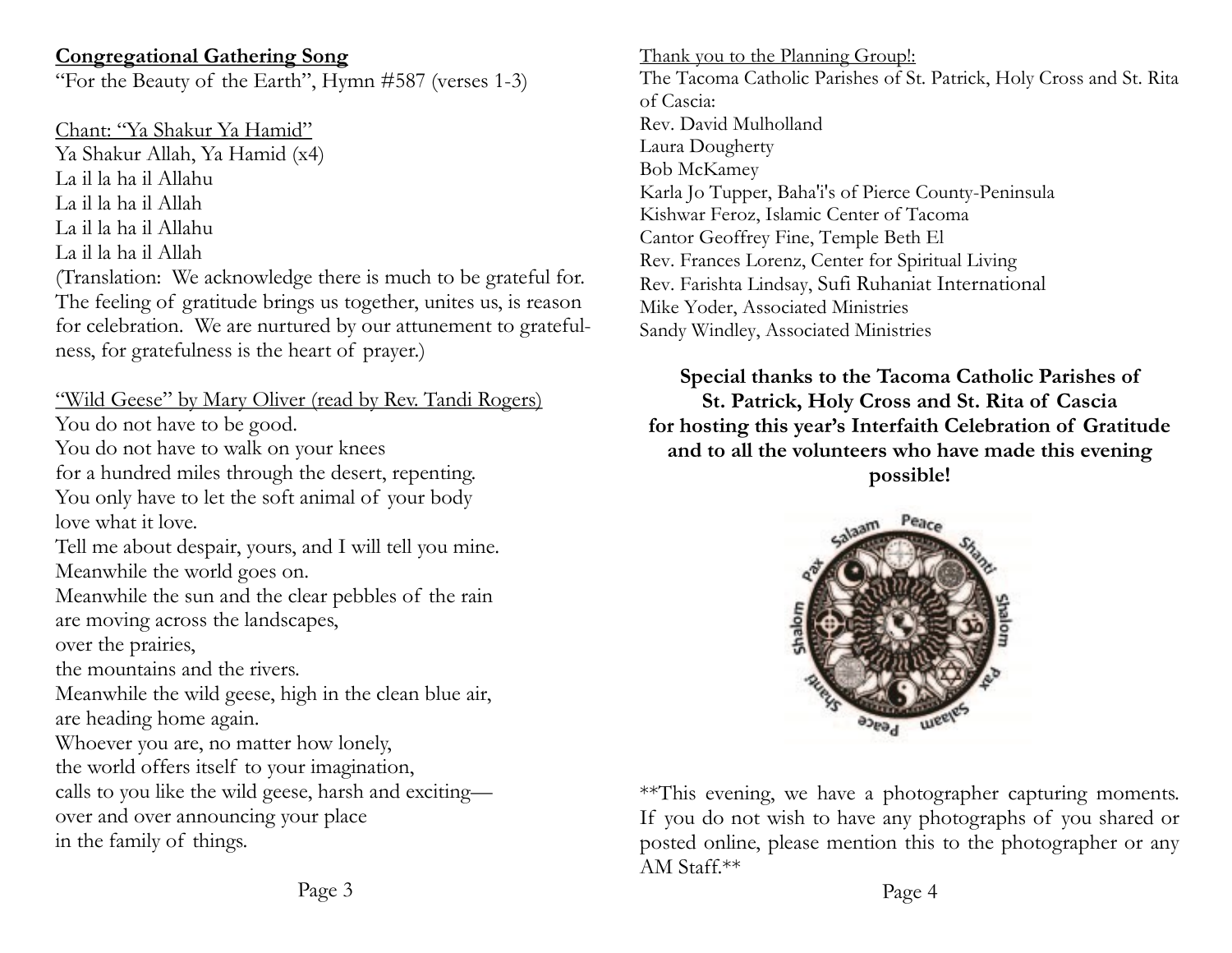**Congregational Gathering Song**

"For the Beauty of the Earth", Hymn #587 (verses 1-3)

Chant: "Ya Shakur Ya Hamid"

Ya Shakur Allah, Ya Hamid (x4)
La il la ha il Allahu
La il la ha il Allah
La il la ha il Allahu
La il la ha il Allah
(Translation: We acknowledge there is much to be grateful for. The feeling of gratitude brings us together, unites us, is reason for celebration. We are nurtured by our attunement to gratefulness, for gratefulness is the heart of prayer.)

"Wild Geese" by Mary Oliver (read by Rev. Tandi Rogers)

You do not have to be good.
You do not have to walk on your knees
for a hundred miles through the desert, repenting.
You only have to let the soft animal of your body
love what it love.
Tell me about despair, yours, and I will tell you mine.
Meanwhile the world goes on.
Meanwhile the sun and the clear pebbles of the rain
are moving across the landscapes,
over the prairies,
the mountains and the rivers.
Meanwhile the wild geese, high in the clean blue air,
are heading home again.
Whoever you are, no matter how lonely,
the world offers itself to your imagination,
calls to you like the wild geese, harsh and exciting—
over and over announcing your place
in the family of things.

Thank you to the Planning Group!:

The Tacoma Catholic Parishes of St. Patrick, Holy Cross and St. Rita of Cascia:
Rev. David Mulholland
Laura Dougherty
Bob McKamey
Karla Jo Tupper, Baha'i's of Pierce County-Peninsula
Kishwar Feroz, Islamic Center of Tacoma
Cantor Geoffrey Fine, Temple Beth El
Rev. Frances Lorenz, Center for Spiritual Living
Rev. Farishta Lindsay, Sufi Ruhaniat International
Mike Yoder, Associated Ministries
Sandy Windley, Associated Ministries

**Special thanks to the Tacoma Catholic Parishes of St. Patrick, Holy Cross and St. Rita of Cascia for hosting this year's Interfaith Celebration of Gratitude and to all the volunteers who have made this evening possible!**

**This evening, we have a photographer capturing moments. If you do not wish to have any photographs of you shared or posted online, please mention this to the photographer or any AM Staff.**